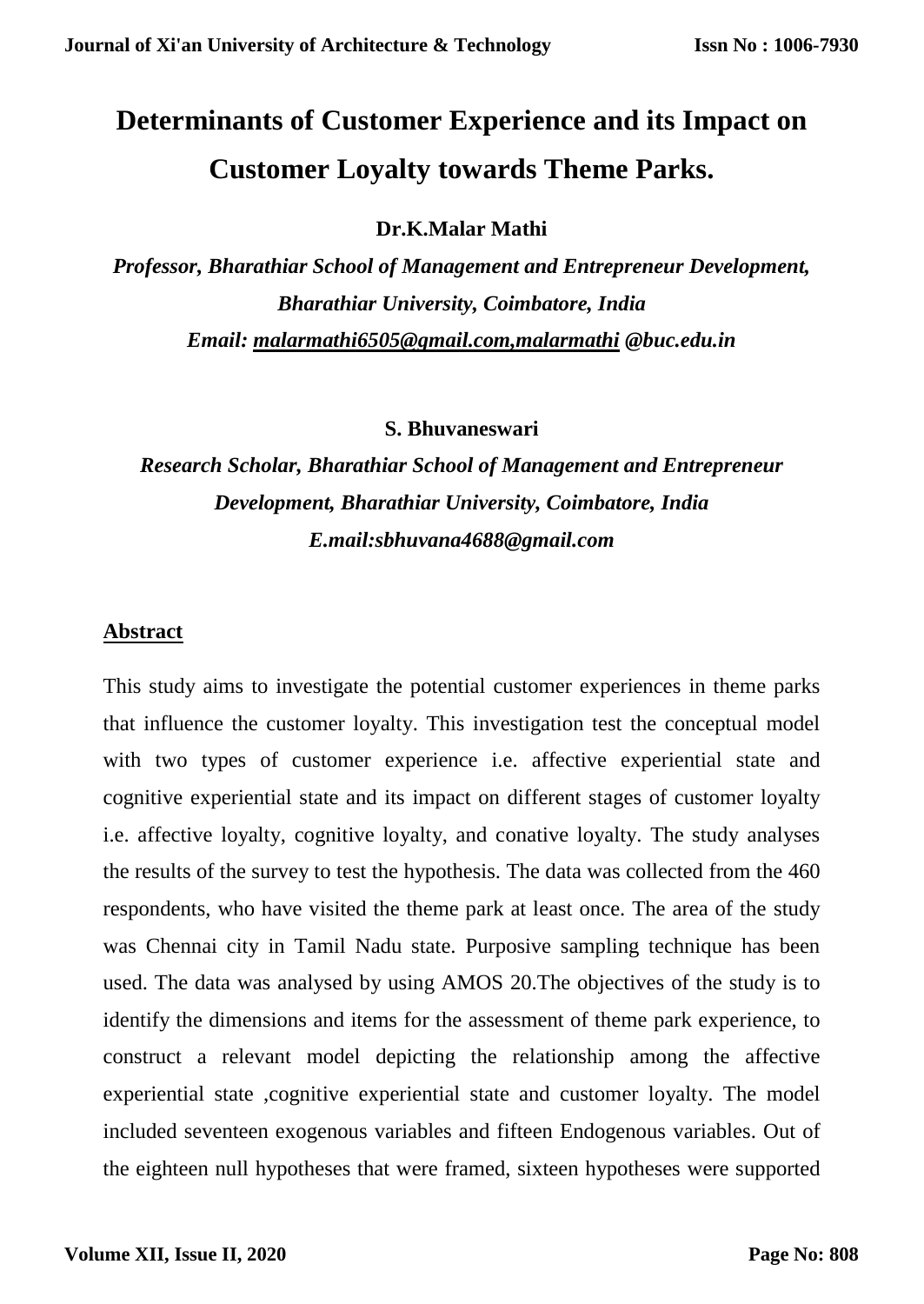# Determinants of Customer Experience and its Impact on Customer Loyalty towards Theme Parks.

**Dr.K.Malar Mathi**

***Professor, Bharathiar School of Management and Entrepreneur Development, Bharathiar University, Coimbatore, India***

***Email: malarmathi6505@gmail.com,malarmathi @buc.edu.in***

**S. Bhuvaneswari**

***Research Scholar, Bharathiar School of Management and Entrepreneur Development, Bharathiar University, Coimbatore, India***

***E.mail:sbhuvana4688@gmail.com***

## Abstract

This study aims to investigate the potential customer experiences in theme parks that influence the customer loyalty. This investigation test the conceptual model with two types of customer experience i.e. affective experiential state and cognitive experiential state and its impact on different stages of customer loyalty i.e. affective loyalty, cognitive loyalty, and conative loyalty. The study analyses the results of the survey to test the hypothesis. The data was collected from the 460 respondents, who have visited the theme park at least once. The area of the study was Chennai city in Tamil Nadu state. Purposive sampling technique has been used. The data was analysed by using AMOS 20.The objectives of the study is to identify the dimensions and items for the assessment of theme park experience, to construct a relevant model depicting the relationship among the affective experiential state ,cognitive experiential state and customer loyalty. The model included seventeen exogenous variables and fifteen Endogenous variables. Out of the eighteen null hypotheses that were framed, sixteen hypotheses were supported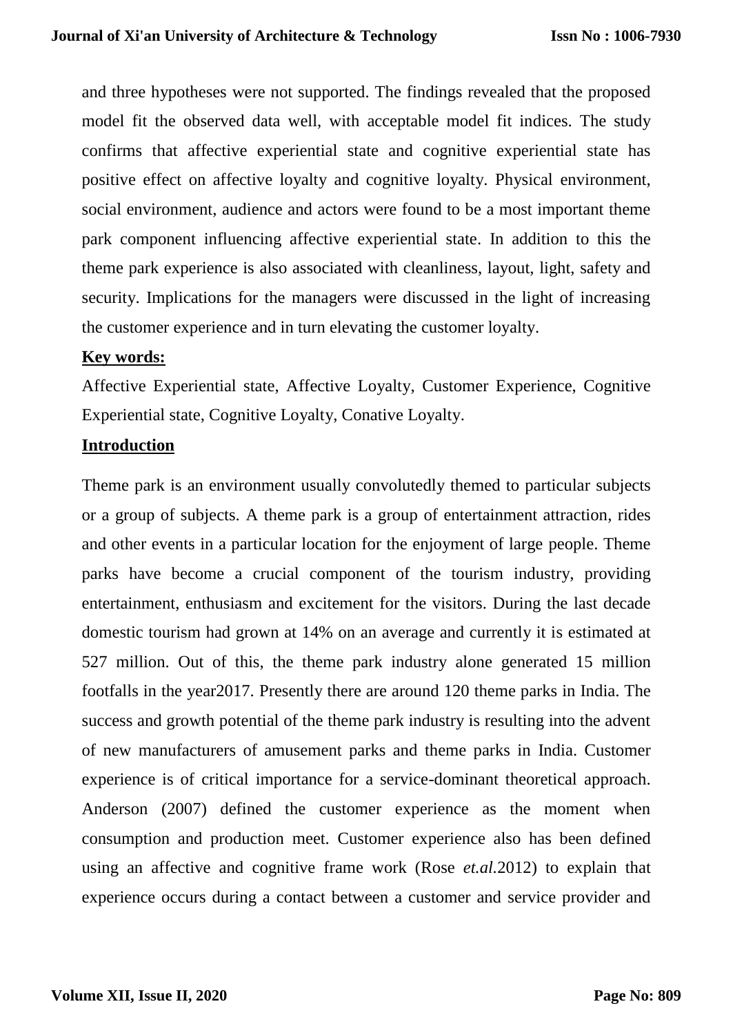and three hypotheses were not supported. The findings revealed that the proposed model fit the observed data well, with acceptable model fit indices. The study confirms that affective experiential state and cognitive experiential state has positive effect on affective loyalty and cognitive loyalty. Physical environment, social environment, audience and actors were found to be a most important theme park component influencing affective experiential state. In addition to this the theme park experience is also associated with cleanliness, layout, light, safety and security. Implications for the managers were discussed in the light of increasing the customer experience and in turn elevating the customer loyalty.

**Key words:**

Affective Experiential state, Affective Loyalty, Customer Experience, Cognitive Experiential state, Cognitive Loyalty, Conative Loyalty.

## Introduction

Theme park is an environment usually convolutedly themed to particular subjects or a group of subjects. A theme park is a group of entertainment attraction, rides and other events in a particular location for the enjoyment of large people. Theme parks have become a crucial component of the tourism industry, providing entertainment, enthusiasm and excitement for the visitors. During the last decade domestic tourism had grown at 14% on an average and currently it is estimated at 527 million. Out of this, the theme park industry alone generated 15 million footfalls in the year2017. Presently there are around 120 theme parks in India. The success and growth potential of the theme park industry is resulting into the advent of new manufacturers of amusement parks and theme parks in India. Customer experience is of critical importance for a service-dominant theoretical approach. Anderson (2007) defined the customer experience as the moment when consumption and production meet. Customer experience also has been defined using an affective and cognitive frame work (Rose *et.al.*2012) to explain that experience occurs during a contact between a customer and service provider and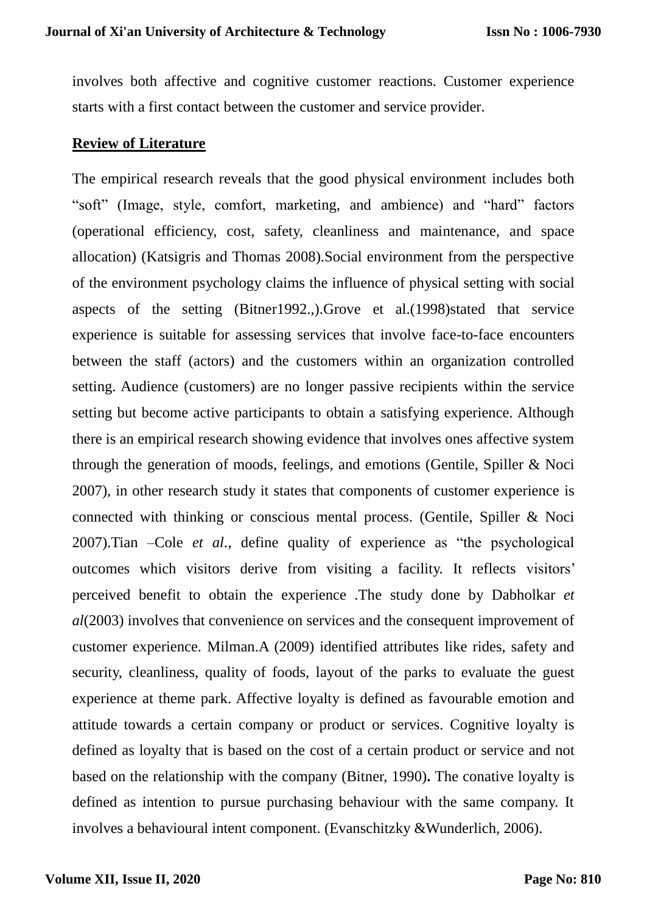involves both affective and cognitive customer reactions. Customer experience starts with a first contact between the customer and service provider.

## Review of Literature

The empirical research reveals that the good physical environment includes both "soft" (Image, style, comfort, marketing, and ambience) and "hard" factors (operational efficiency, cost, safety, cleanliness and maintenance, and space allocation) (Katsigris and Thomas 2008).Social environment from the perspective of the environment psychology claims the influence of physical setting with social aspects of the setting (Bitner1992.,).Grove et al.(1998)stated that service experience is suitable for assessing services that involve face-to-face encounters between the staff (actors) and the customers within an organization controlled setting. Audience (customers) are no longer passive recipients within the service setting but become active participants to obtain a satisfying experience. Although there is an empirical research showing evidence that involves ones affective system through the generation of moods, feelings, and emotions (Gentile, Spiller & Noci 2007), in other research study it states that components of customer experience is connected with thinking or conscious mental process. (Gentile, Spiller & Noci 2007).Tian –Cole *et al.,* define quality of experience as "the psychological outcomes which visitors derive from visiting a facility. It reflects visitors' perceived benefit to obtain the experience .The study done by Dabholkar *et al*(2003) involves that convenience on services and the consequent improvement of customer experience. Milman.A (2009) identified attributes like rides, safety and security, cleanliness, quality of foods, layout of the parks to evaluate the guest experience at theme park. Affective loyalty is defined as favourable emotion and attitude towards a certain company or product or services. Cognitive loyalty is defined as loyalty that is based on the cost of a certain product or service and not based on the relationship with the company (Bitner, 1990)**.** The conative loyalty is defined as intention to pursue purchasing behaviour with the same company. It involves a behavioural intent component. (Evanschitzky &Wunderlich, 2006).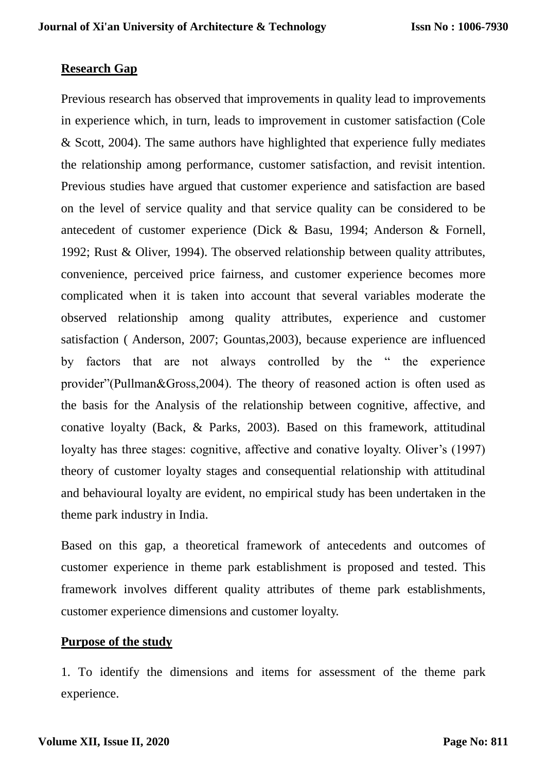## Research Gap

Previous research has observed that improvements in quality lead to improvements in experience which, in turn, leads to improvement in customer satisfaction (Cole & Scott, 2004). The same authors have highlighted that experience fully mediates the relationship among performance, customer satisfaction, and revisit intention. Previous studies have argued that customer experience and satisfaction are based on the level of service quality and that service quality can be considered to be antecedent of customer experience (Dick & Basu, 1994; Anderson & Fornell, 1992; Rust & Oliver, 1994). The observed relationship between quality attributes, convenience, perceived price fairness, and customer experience becomes more complicated when it is taken into account that several variables moderate the observed relationship among quality attributes, experience and customer satisfaction ( Anderson, 2007; Gountas,2003), because experience are influenced by factors that are not always controlled by the " the experience provider"(Pullman&Gross,2004). The theory of reasoned action is often used as the basis for the Analysis of the relationship between cognitive, affective, and conative loyalty (Back, & Parks, 2003). Based on this framework, attitudinal loyalty has three stages: cognitive, affective and conative loyalty. Oliver's (1997) theory of customer loyalty stages and consequential relationship with attitudinal and behavioural loyalty are evident, no empirical study has been undertaken in the theme park industry in India.

Based on this gap, a theoretical framework of antecedents and outcomes of customer experience in theme park establishment is proposed and tested. This framework involves different quality attributes of theme park establishments, customer experience dimensions and customer loyalty.

## Purpose of the study

1. To identify the dimensions and items for assessment of the theme park experience.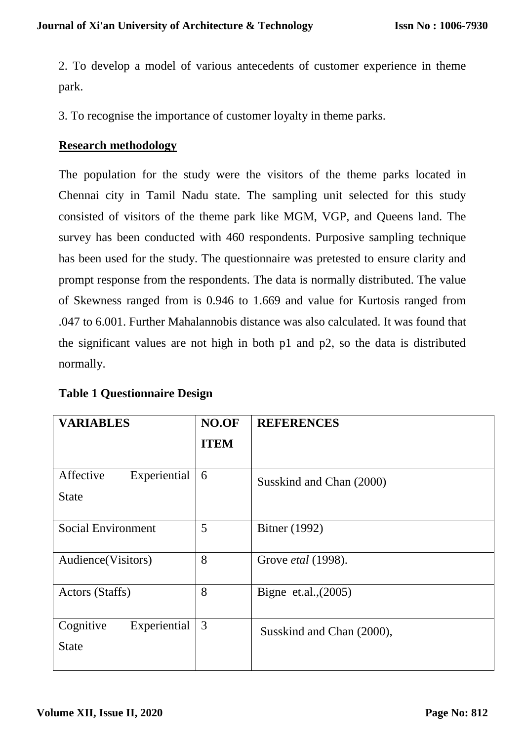2. To develop a model of various antecedents of customer experience in theme park.

3. To recognise the importance of customer loyalty in theme parks.

**Research methodology**

The population for the study were the visitors of the theme parks located in Chennai city in Tamil Nadu state. The sampling unit selected for this study consisted of visitors of the theme park like MGM, VGP, and Queens land. The survey has been conducted with 460 respondents. Purposive sampling technique has been used for the study. The questionnaire was pretested to ensure clarity and prompt response from the respondents. The data is normally distributed. The value of Skewness ranged from is 0.946 to 1.669 and value for Kurtosis ranged from .047 to 6.001. Further Mahalannobis distance was also calculated. It was found that the significant values are not high in both p1 and p2, so the data is distributed normally.

**Table 1 Questionnaire Design**

| VARIABLES | NO.OF ITEM | REFERENCES |
|---|---|---|
| Affective Experiential State | 6 | Susskind and Chan (2000) |
| Social Environment | 5 | Bitner (1992) |
| Audience(Visitors) | 8 | Grove *etal* (1998). |
| Actors (Staffs) | 8 | Bigne et.al.,(2005) |
| Cognitive Experiential State | 3 | Susskind and Chan (2000), |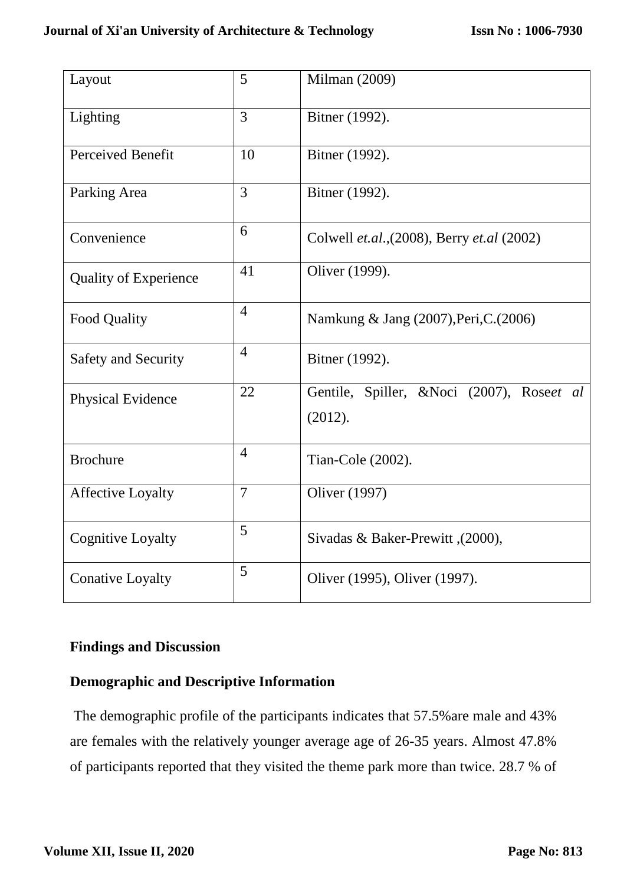| Layout | 5 | Milman (2009) |
|---|---|---|
| Lighting | 3 | Bitner (1992). |
| Perceived Benefit | 10 | Bitner (1992). |
| Parking Area | 3 | Bitner (1992). |
| Convenience | 6 | Colwell *et.al*.,(2008), Berry *et.al* (2002) |
| Quality of Experience | 41 | Oliver (1999). |
| Food Quality | 4 | Namkung & Jang (2007),Peri,C.(2006) |
| Safety and Security | 4 | Bitner (1992). |
| Physical Evidence | 22 | Gentile, Spiller, &Noci (2007), Rose*et al* (2012). |
| Brochure | 4 | Tian-Cole (2002). |
| Affective Loyalty | 7 | Oliver (1997) |
| Cognitive Loyalty | 5 | Sivadas & Baker-Prewitt ,(2000), |
| Conative Loyalty | 5 | Oliver (1995), Oliver (1997). |

## Findings and Discussion

### Demographic and Descriptive Information

The demographic profile of the participants indicates that 57.5%are male and 43% are females with the relatively younger average age of 26-35 years. Almost 47.8% of participants reported that they visited the theme park more than twice. 28.7 % of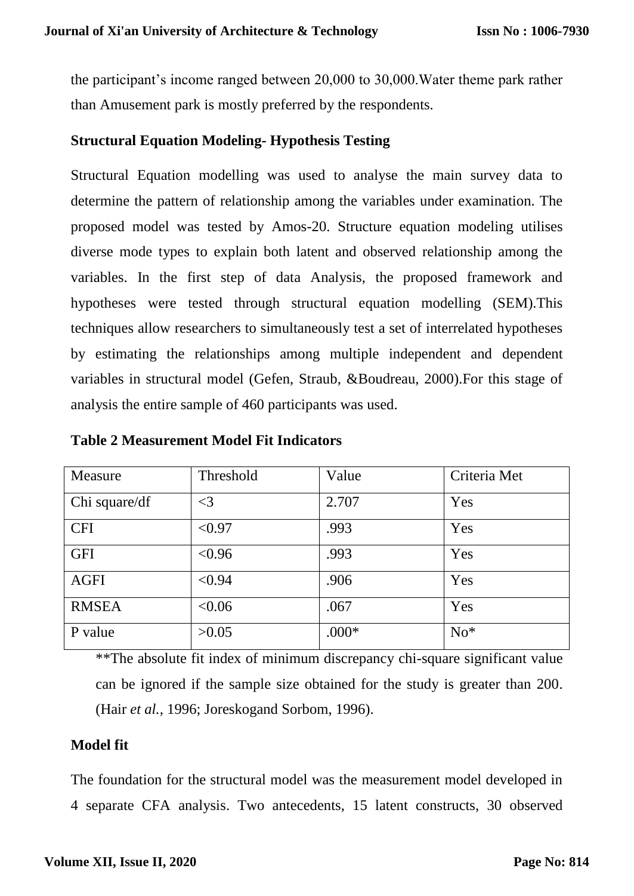the participant's income ranged between 20,000 to 30,000.Water theme park rather than Amusement park is mostly preferred by the respondents.

### Structural Equation Modeling- Hypothesis Testing

Structural Equation modelling was used to analyse the main survey data to determine the pattern of relationship among the variables under examination. The proposed model was tested by Amos-20. Structure equation modeling utilises diverse mode types to explain both latent and observed relationship among the variables. In the first step of data Analysis, the proposed framework and hypotheses were tested through structural equation modelling (SEM).This techniques allow researchers to simultaneously test a set of interrelated hypotheses by estimating the relationships among multiple independent and dependent variables in structural model (Gefen, Straub, &Boudreau, 2000).For this stage of analysis the entire sample of 460 participants was used.

**Table 2 Measurement Model Fit Indicators**

| Measure | Threshold | Value | Criteria Met |
|---|---|---|---|
| Chi square/df | <3 | 2.707 | Yes |
| CFI | <0.97 | .993 | Yes |
| GFI | <0.96 | .993 | Yes |
| AGFI | <0.94 | .906 | Yes |
| RMSEA | <0.06 | .067 | Yes |
| P value | >0.05 | .000* | No* |

**The absolute fit index of minimum discrepancy chi-square significant value can be ignored if the sample size obtained for the study is greater than 200. (Hair *et al.,* 1996; Joreskogand Sorbom, 1996).

### Model fit

The foundation for the structural model was the measurement model developed in 4 separate CFA analysis. Two antecedents, 15 latent constructs, 30 observed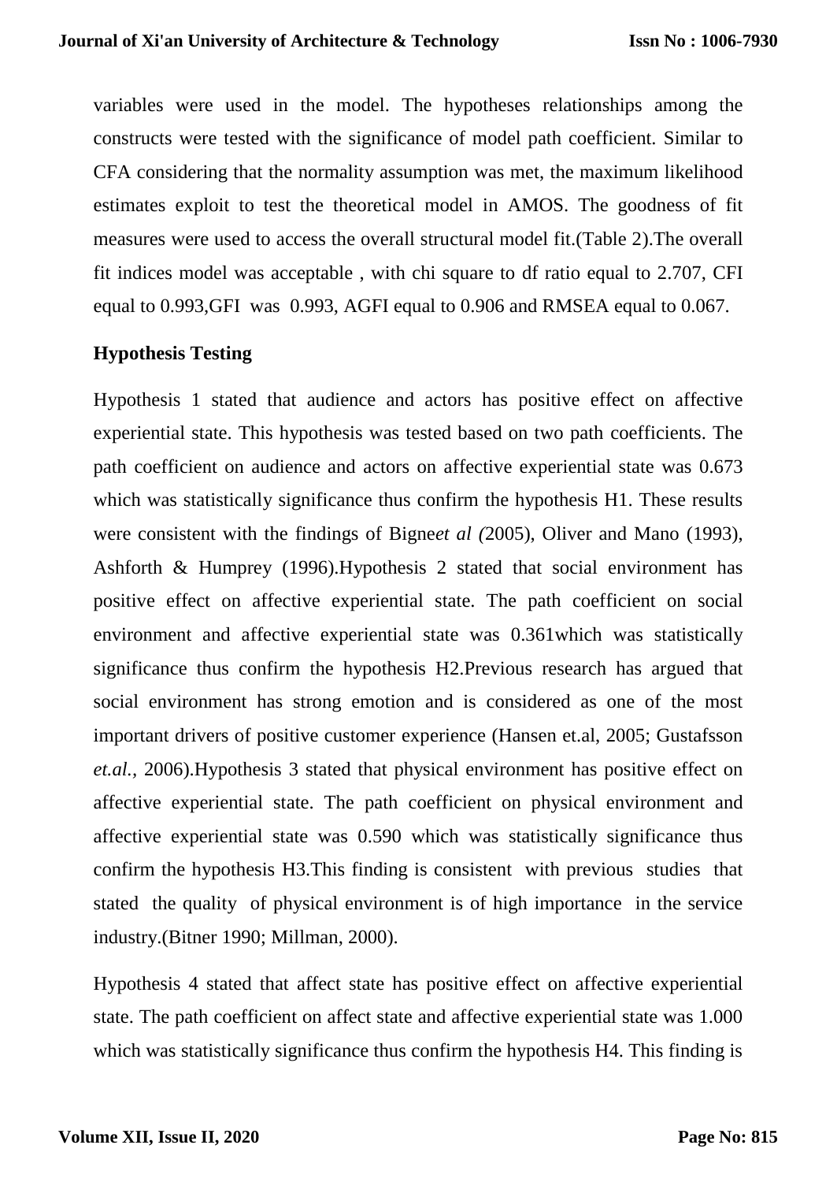variables were used in the model. The hypotheses relationships among the constructs were tested with the significance of model path coefficient. Similar to CFA considering that the normality assumption was met, the maximum likelihood estimates exploit to test the theoretical model in AMOS. The goodness of fit measures were used to access the overall structural model fit.(Table 2).The overall fit indices model was acceptable , with chi square to df ratio equal to 2.707, CFI equal to 0.993,GFI was 0.993, AGFI equal to 0.906 and RMSEA equal to 0.067.

**Hypothesis Testing**

Hypothesis 1 stated that audience and actors has positive effect on affective experiential state. This hypothesis was tested based on two path coefficients. The path coefficient on audience and actors on affective experiential state was 0.673 which was statistically significance thus confirm the hypothesis H1. These results were consistent with the findings of Bigne*et al (*2005), Oliver and Mano (1993), Ashforth & Humprey (1996).Hypothesis 2 stated that social environment has positive effect on affective experiential state. The path coefficient on social environment and affective experiential state was 0.361which was statistically significance thus confirm the hypothesis H2.Previous research has argued that social environment has strong emotion and is considered as one of the most important drivers of positive customer experience (Hansen et.al, 2005; Gustafsson *et.al.*, 2006).Hypothesis 3 stated that physical environment has positive effect on affective experiential state. The path coefficient on physical environment and affective experiential state was 0.590 which was statistically significance thus confirm the hypothesis H3.This finding is consistent with previous studies that stated the quality of physical environment is of high importance in the service industry.(Bitner 1990; Millman, 2000).

Hypothesis 4 stated that affect state has positive effect on affective experiential state. The path coefficient on affect state and affective experiential state was 1.000 which was statistically significance thus confirm the hypothesis H4. This finding is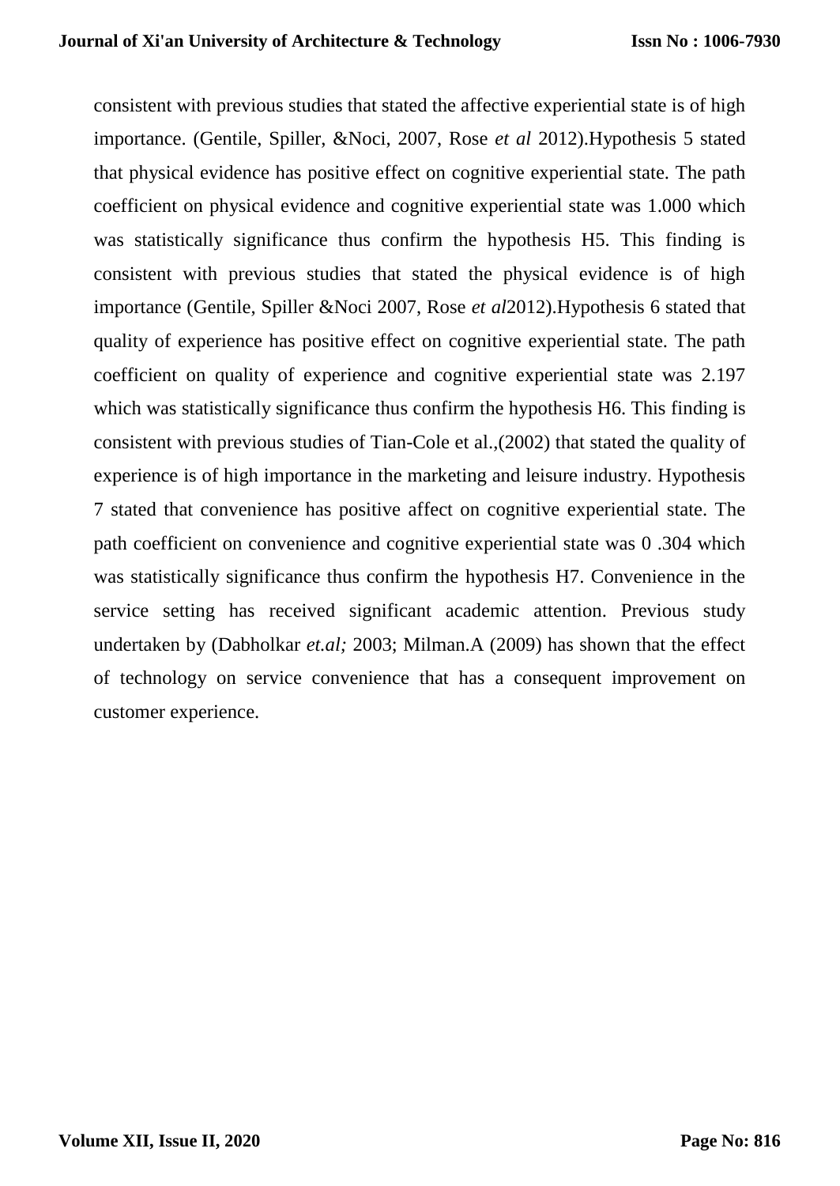consistent with previous studies that stated the affective experiential state is of high importance. (Gentile, Spiller, &Noci, 2007, Rose *et al* 2012).Hypothesis 5 stated that physical evidence has positive effect on cognitive experiential state. The path coefficient on physical evidence and cognitive experiential state was 1.000 which was statistically significance thus confirm the hypothesis H5. This finding is consistent with previous studies that stated the physical evidence is of high importance (Gentile, Spiller &Noci 2007, Rose *et al*2012).Hypothesis 6 stated that quality of experience has positive effect on cognitive experiential state. The path coefficient on quality of experience and cognitive experiential state was 2.197 which was statistically significance thus confirm the hypothesis H6. This finding is consistent with previous studies of Tian-Cole et al.,(2002) that stated the quality of experience is of high importance in the marketing and leisure industry. Hypothesis 7 stated that convenience has positive affect on cognitive experiential state. The path coefficient on convenience and cognitive experiential state was 0 .304 which was statistically significance thus confirm the hypothesis H7. Convenience in the service setting has received significant academic attention. Previous study undertaken by (Dabholkar *et.al;* 2003; Milman.A (2009) has shown that the effect of technology on service convenience that has a consequent improvement on customer experience.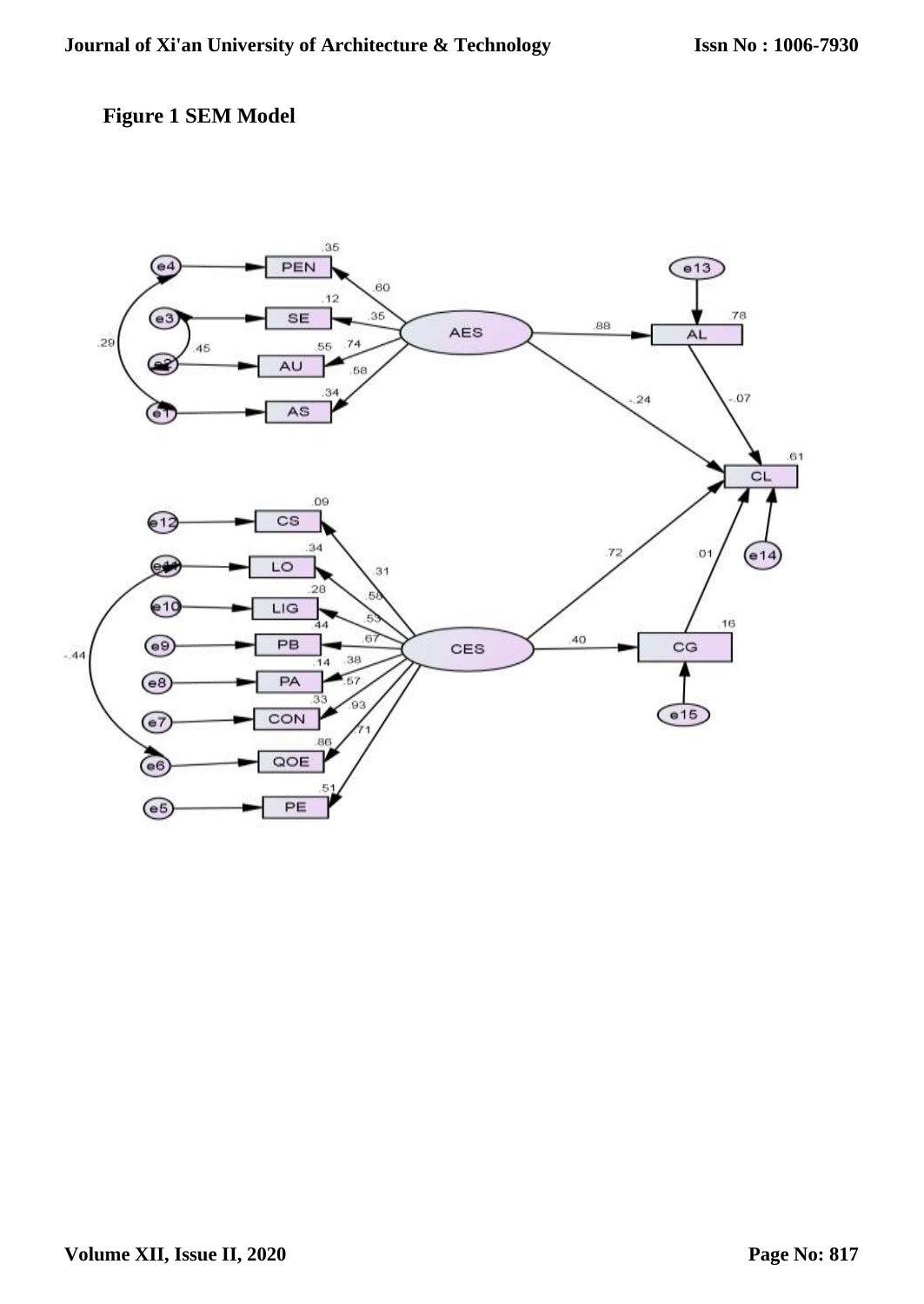**Figure 1 SEM Model**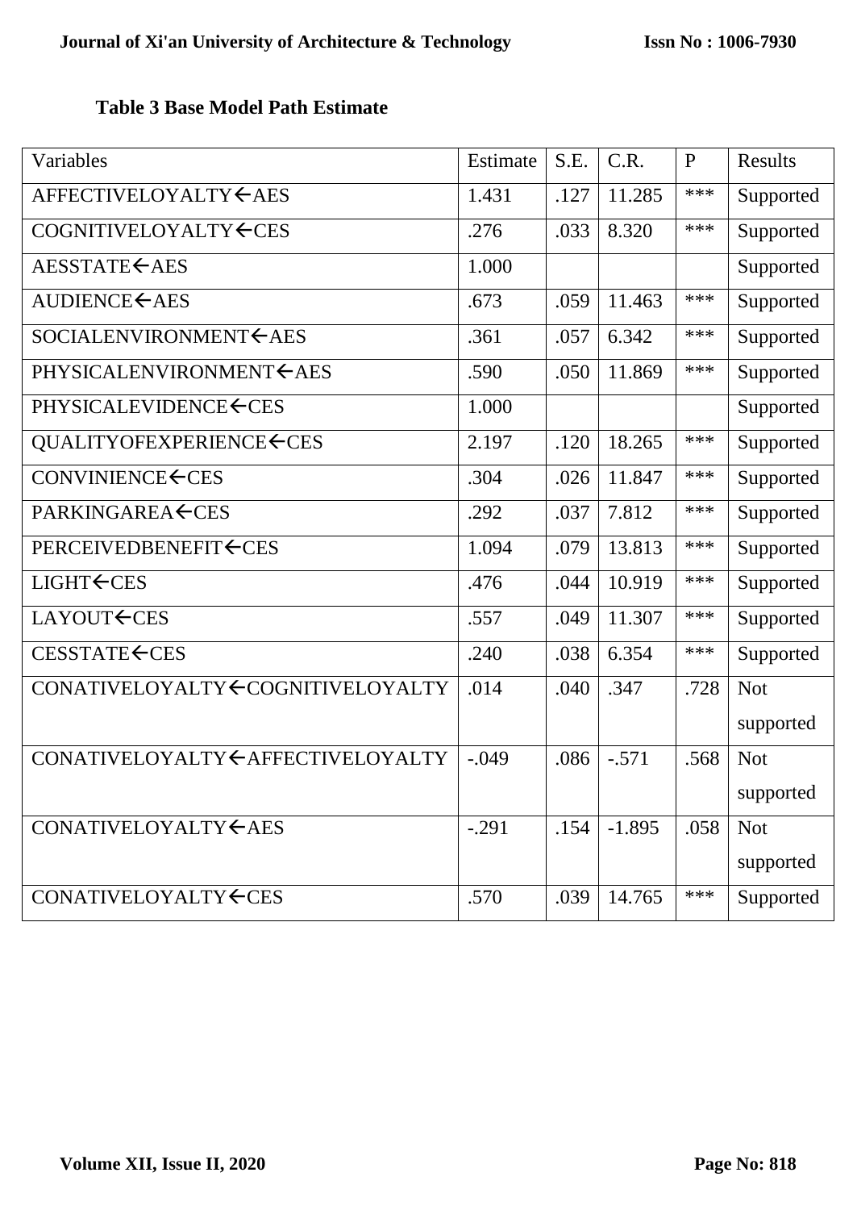**Table 3 Base Model Path Estimate**

| Variables | Estimate | S.E. | C.R. | P | Results |
|---|---|---|---|---|---|
| AFFECTIVELOYALTY←AES | 1.431 | .127 | 11.285 | *** | Supported |
| COGNITIVELOYALTY←CES | .276 | .033 | 8.320 | *** | Supported |
| AESSTATE←AES | 1.000 | | | | Supported |
| AUDIENCE←AES | .673 | .059 | 11.463 | *** | Supported |
| SOCIALENVIRONMENT←AES | .361 | .057 | 6.342 | *** | Supported |
| PHYSICALENVIRONMENT←AES | .590 | .050 | 11.869 | *** | Supported |
| PHYSICALEVIDENCE←CES | 1.000 | | | | Supported |
| QUALITYOFEXPERIENCE←CES | 2.197 | .120 | 18.265 | *** | Supported |
| CONVINIENCE←CES | .304 | .026 | 11.847 | *** | Supported |
| PARKINGAREA←CES | .292 | .037 | 7.812 | *** | Supported |
| PERCEIVEDBENEFIT←CES | 1.094 | .079 | 13.813 | *** | Supported |
| LIGHT←CES | .476 | .044 | 10.919 | *** | Supported |
| LAYOUT←CES | .557 | .049 | 11.307 | *** | Supported |
| CESSTATE←CES | .240 | .038 | 6.354 | *** | Supported |
| CONATIVELOYALTY←COGNITIVELOYALTY | .014 | .040 | .347 | .728 | Not supported |
| CONATIVELOYALTY←AFFECTIVELOYALTY | -.049 | .086 | -.571 | .568 | Not supported |
| CONATIVELOYALTY←AES | -.291 | .154 | -1.895 | .058 | Not supported |
| CONATIVELOYALTY←CES | .570 | .039 | 14.765 | *** | Supported |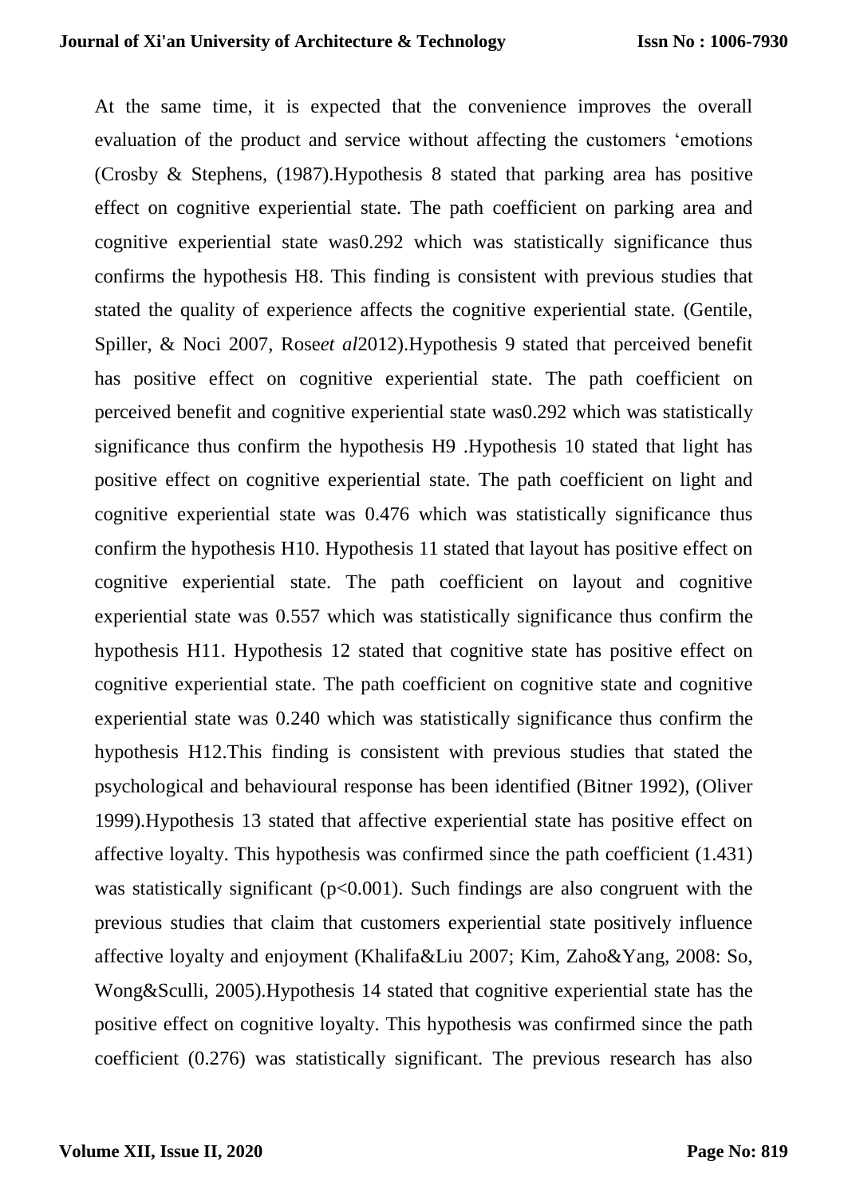At the same time, it is expected that the convenience improves the overall evaluation of the product and service without affecting the customers 'emotions (Crosby & Stephens, (1987).Hypothesis 8 stated that parking area has positive effect on cognitive experiential state. The path coefficient on parking area and cognitive experiential state was0.292 which was statistically significance thus confirms the hypothesis H8. This finding is consistent with previous studies that stated the quality of experience affects the cognitive experiential state. (Gentile, Spiller, & Noci 2007, Rose*et al*2012).Hypothesis 9 stated that perceived benefit has positive effect on cognitive experiential state. The path coefficient on perceived benefit and cognitive experiential state was0.292 which was statistically significance thus confirm the hypothesis H9 .Hypothesis 10 stated that light has positive effect on cognitive experiential state. The path coefficient on light and cognitive experiential state was 0.476 which was statistically significance thus confirm the hypothesis H10. Hypothesis 11 stated that layout has positive effect on cognitive experiential state. The path coefficient on layout and cognitive experiential state was 0.557 which was statistically significance thus confirm the hypothesis H11. Hypothesis 12 stated that cognitive state has positive effect on cognitive experiential state. The path coefficient on cognitive state and cognitive experiential state was 0.240 which was statistically significance thus confirm the hypothesis H12.This finding is consistent with previous studies that stated the psychological and behavioural response has been identified (Bitner 1992), (Oliver 1999).Hypothesis 13 stated that affective experiential state has positive effect on affective loyalty. This hypothesis was confirmed since the path coefficient (1.431) was statistically significant ($p<0.001$). Such findings are also congruent with the previous studies that claim that customers experiential state positively influence affective loyalty and enjoyment (Khalifa&Liu 2007; Kim, Zaho&Yang, 2008: So, Wong&Sculli, 2005).Hypothesis 14 stated that cognitive experiential state has the positive effect on cognitive loyalty. This hypothesis was confirmed since the path coefficient (0.276) was statistically significant. The previous research has also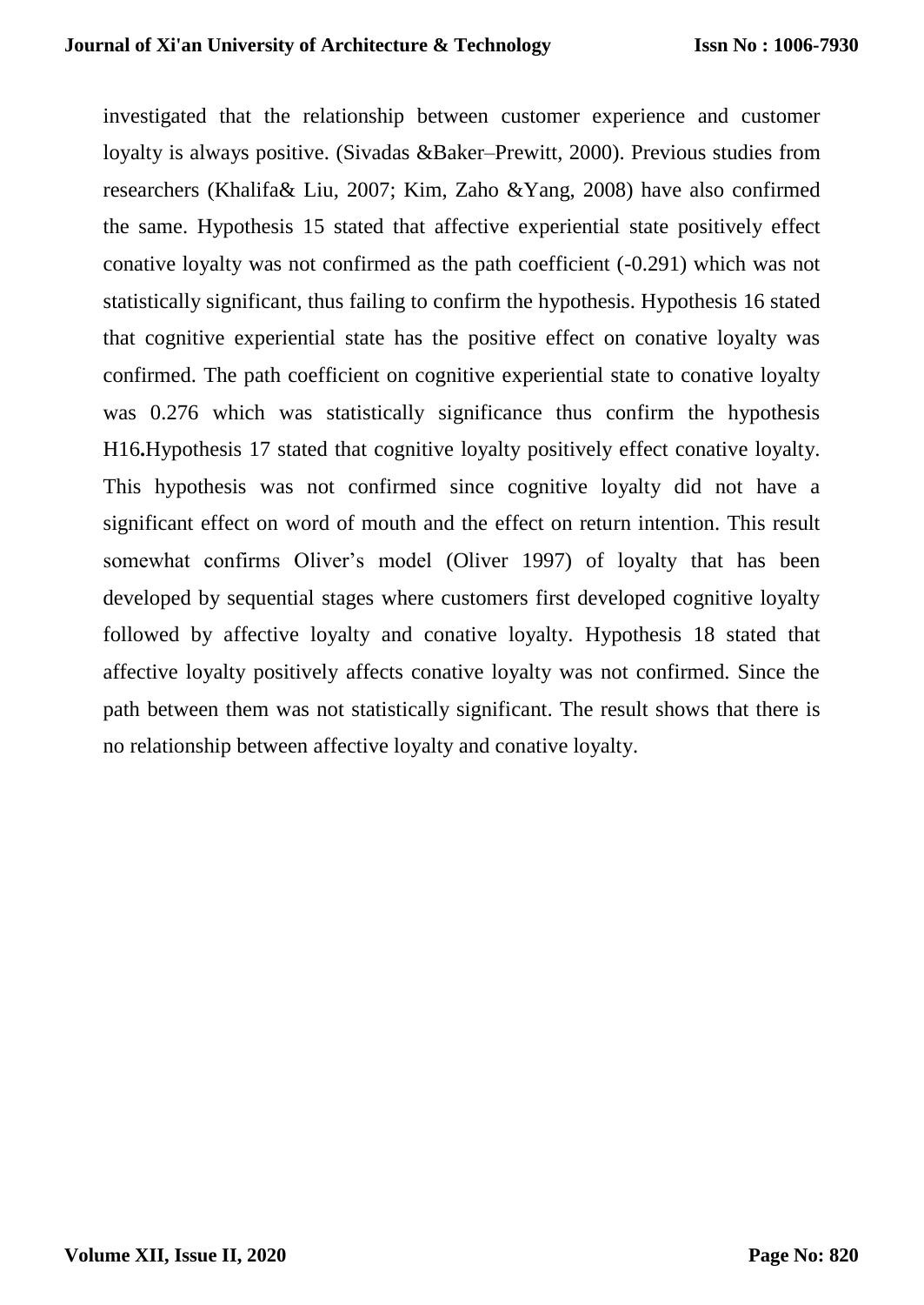investigated that the relationship between customer experience and customer loyalty is always positive. (Sivadas &Baker–Prewitt, 2000). Previous studies from researchers (Khalifa& Liu, 2007; Kim, Zaho &Yang, 2008) have also confirmed the same. Hypothesis 15 stated that affective experiential state positively effect conative loyalty was not confirmed as the path coefficient (-0.291) which was not statistically significant, thus failing to confirm the hypothesis. Hypothesis 16 stated that cognitive experiential state has the positive effect on conative loyalty was confirmed. The path coefficient on cognitive experiential state to conative loyalty was 0.276 which was statistically significance thus confirm the hypothesis H16**.**Hypothesis 17 stated that cognitive loyalty positively effect conative loyalty. This hypothesis was not confirmed since cognitive loyalty did not have a significant effect on word of mouth and the effect on return intention. This result somewhat confirms Oliver's model (Oliver 1997) of loyalty that has been developed by sequential stages where customers first developed cognitive loyalty followed by affective loyalty and conative loyalty. Hypothesis 18 stated that affective loyalty positively affects conative loyalty was not confirmed. Since the path between them was not statistically significant. The result shows that there is no relationship between affective loyalty and conative loyalty.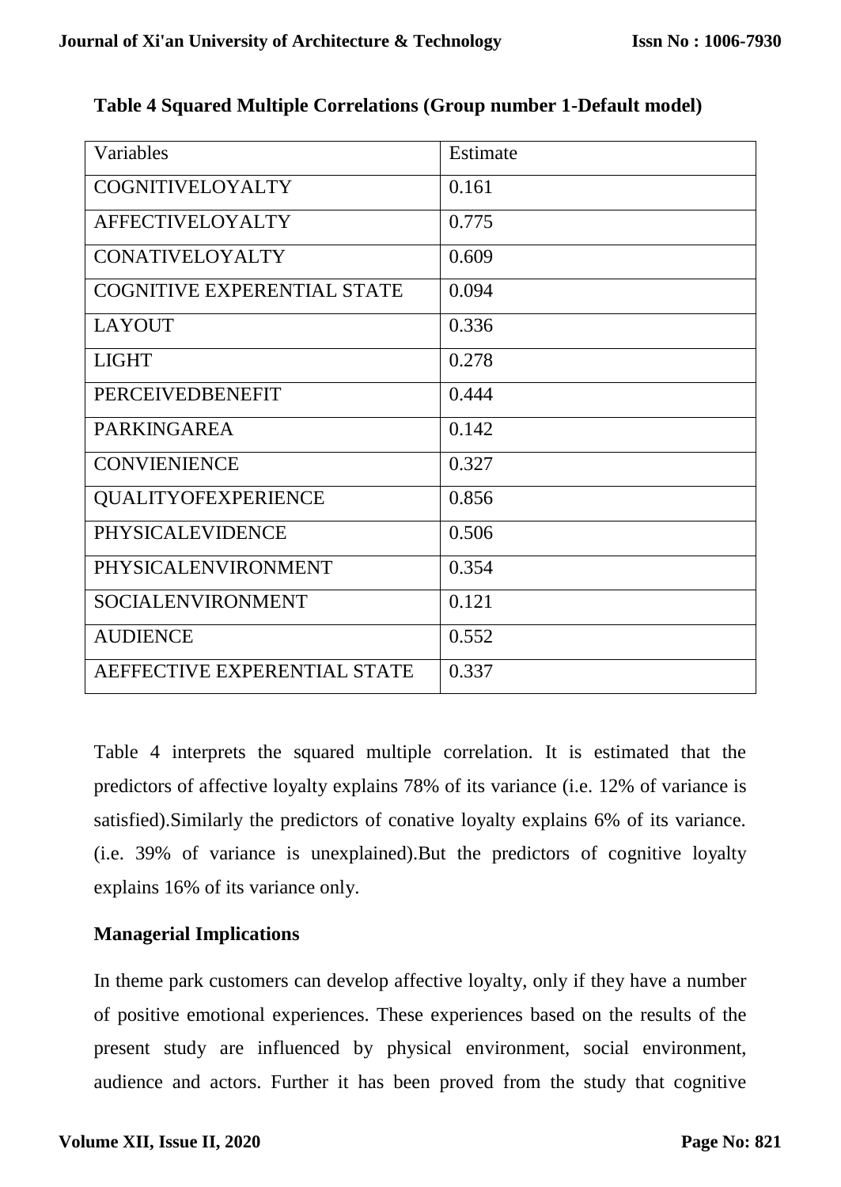**Table 4 Squared Multiple Correlations (Group number 1-Default model)**

| Variables | Estimate |
|---|---|
| COGNITIVELOYALTY | 0.161 |
| AFFECTIVELOYALTY | 0.775 |
| CONATIVELOYALTY | 0.609 |
| COGNITIVE EXPERENTIAL STATE | 0.094 |
| LAYOUT | 0.336 |
| LIGHT | 0.278 |
| PERCEIVEDBENEFIT | 0.444 |
| PARKINGAREA | 0.142 |
| CONVIENIENCE | 0.327 |
| QUALITYOFEXPERIENCE | 0.856 |
| PHYSICALEVIDENCE | 0.506 |
| PHYSICALENVIRONMENT | 0.354 |
| SOCIALENVIRONMENT | 0.121 |
| AUDIENCE | 0.552 |
| AEFFECTIVE EXPERENTIAL STATE | 0.337 |

Table 4 interprets the squared multiple correlation. It is estimated that the predictors of affective loyalty explains 78% of its variance (i.e. 12% of variance is satisfied).Similarly the predictors of conative loyalty explains 6% of its variance. (i.e. 39% of variance is unexplained).But the predictors of cognitive loyalty explains 16% of its variance only.

**Managerial Implications**

In theme park customers can develop affective loyalty, only if they have a number of positive emotional experiences. These experiences based on the results of the present study are influenced by physical environment, social environment, audience and actors. Further it has been proved from the study that cognitive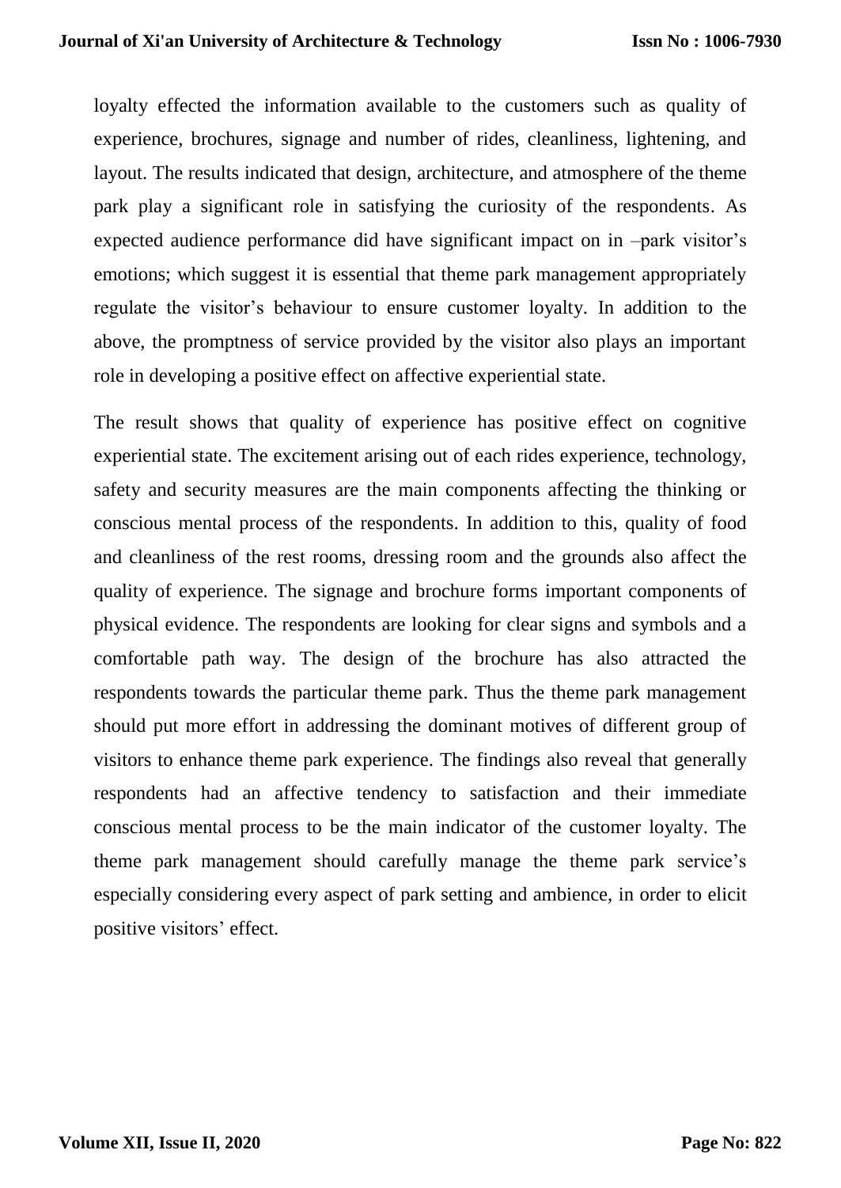loyalty effected the information available to the customers such as quality of experience, brochures, signage and number of rides, cleanliness, lightening, and layout. The results indicated that design, architecture, and atmosphere of the theme park play a significant role in satisfying the curiosity of the respondents. As expected audience performance did have significant impact on in –park visitor's emotions; which suggest it is essential that theme park management appropriately regulate the visitor's behaviour to ensure customer loyalty. In addition to the above, the promptness of service provided by the visitor also plays an important role in developing a positive effect on affective experiential state.

The result shows that quality of experience has positive effect on cognitive experiential state. The excitement arising out of each rides experience, technology, safety and security measures are the main components affecting the thinking or conscious mental process of the respondents. In addition to this, quality of food and cleanliness of the rest rooms, dressing room and the grounds also affect the quality of experience. The signage and brochure forms important components of physical evidence. The respondents are looking for clear signs and symbols and a comfortable path way. The design of the brochure has also attracted the respondents towards the particular theme park. Thus the theme park management should put more effort in addressing the dominant motives of different group of visitors to enhance theme park experience. The findings also reveal that generally respondents had an affective tendency to satisfaction and their immediate conscious mental process to be the main indicator of the customer loyalty. The theme park management should carefully manage the theme park service's especially considering every aspect of park setting and ambience, in order to elicit positive visitors' effect.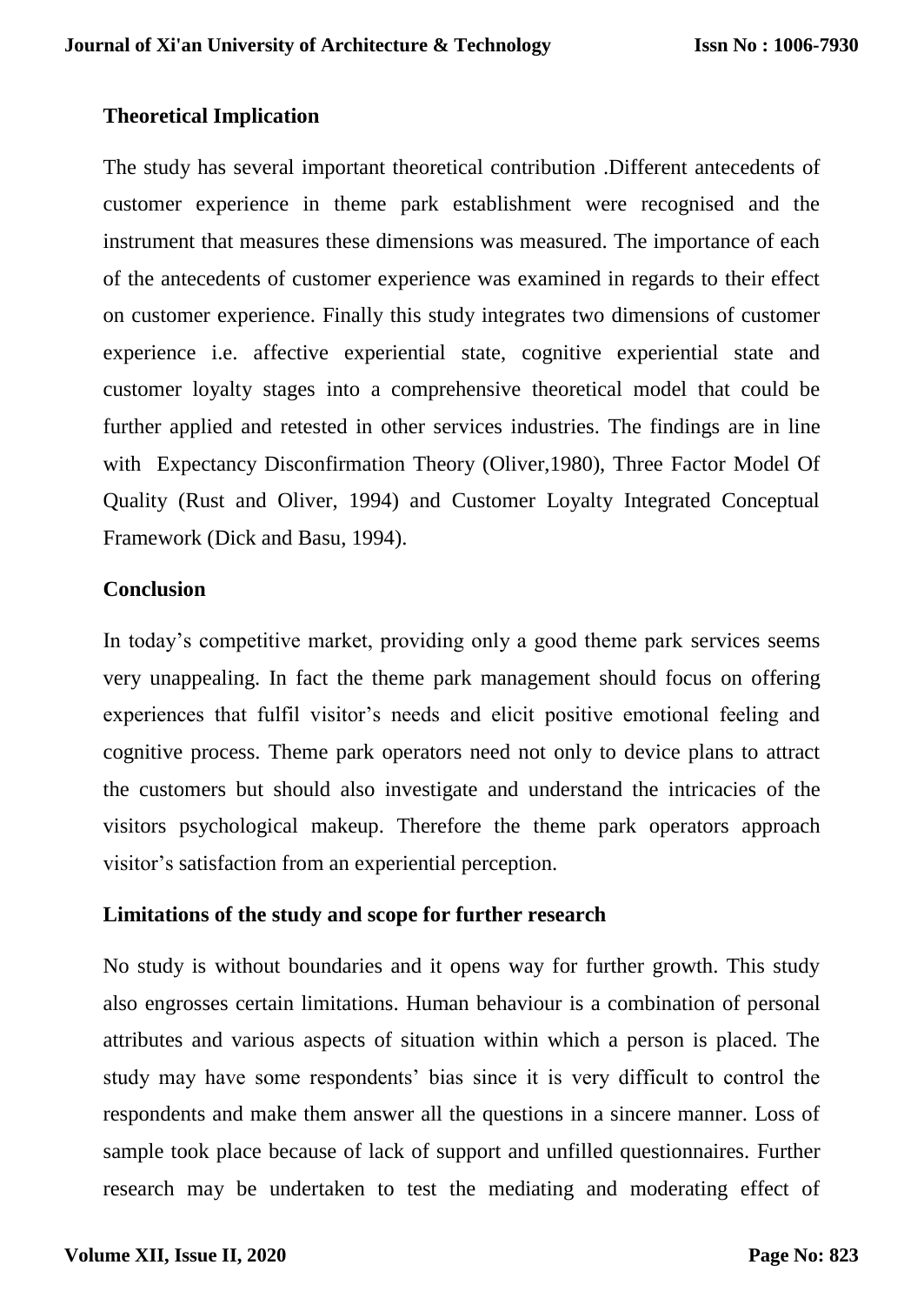## Theoretical Implication

The study has several important theoretical contribution .Different antecedents of customer experience in theme park establishment were recognised and the instrument that measures these dimensions was measured. The importance of each of the antecedents of customer experience was examined in regards to their effect on customer experience. Finally this study integrates two dimensions of customer experience i.e. affective experiential state, cognitive experiential state and customer loyalty stages into a comprehensive theoretical model that could be further applied and retested in other services industries. The findings are in line with Expectancy Disconfirmation Theory (Oliver,1980), Three Factor Model Of Quality (Rust and Oliver, 1994) and Customer Loyalty Integrated Conceptual Framework (Dick and Basu, 1994).

## Conclusion

In today's competitive market, providing only a good theme park services seems very unappealing. In fact the theme park management should focus on offering experiences that fulfil visitor's needs and elicit positive emotional feeling and cognitive process. Theme park operators need not only to device plans to attract the customers but should also investigate and understand the intricacies of the visitors psychological makeup. Therefore the theme park operators approach visitor's satisfaction from an experiential perception.

## Limitations of the study and scope for further research

No study is without boundaries and it opens way for further growth. This study also engrosses certain limitations. Human behaviour is a combination of personal attributes and various aspects of situation within which a person is placed. The study may have some respondents' bias since it is very difficult to control the respondents and make them answer all the questions in a sincere manner. Loss of sample took place because of lack of support and unfilled questionnaires. Further research may be undertaken to test the mediating and moderating effect of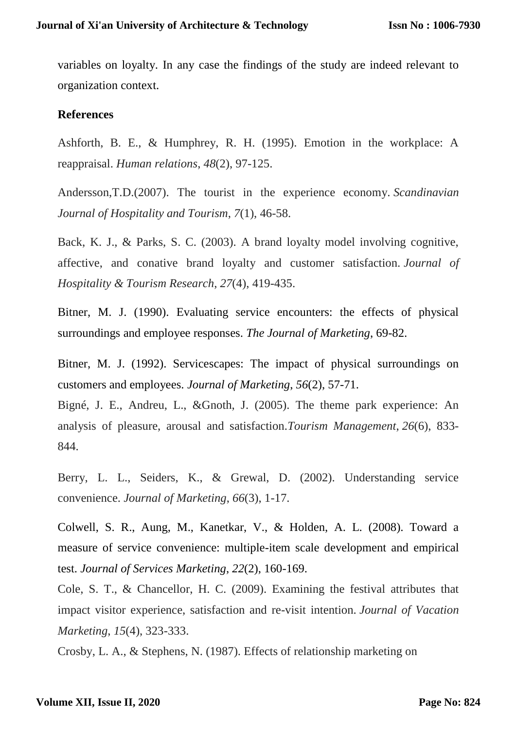variables on loyalty. In any case the findings of the study are indeed relevant to organization context.

**References**

Ashforth, B. E., & Humphrey, R. H. (1995). Emotion in the workplace: A reappraisal. *Human relations*, *48*(2), 97-125.

Andersson,T.D.(2007). The tourist in the experience economy. *Scandinavian Journal of Hospitality and Tourism*, *7*(1), 46-58.

Back, K. J., & Parks, S. C. (2003). A brand loyalty model involving cognitive, affective, and conative brand loyalty and customer satisfaction. *Journal of Hospitality & Tourism Research*, *27*(4), 419-435.

Bitner, M. J. (1990). Evaluating service encounters: the effects of physical surroundings and employee responses. *The Journal of Marketing*, 69-82.

Bitner, M. J. (1992). Servicescapes: The impact of physical surroundings on customers and employees. *Journal of Marketing*, *56*(2), 57-71.

Bigné, J. E., Andreu, L., &Gnoth, J. (2005). The theme park experience: An analysis of pleasure, arousal and satisfaction.*Tourism Management*, *26*(6), 833-844.

Berry, L. L., Seiders, K., & Grewal, D. (2002). Understanding service convenience. *Journal of Marketing*, *66*(3), 1-17.

Colwell, S. R., Aung, M., Kanetkar, V., & Holden, A. L. (2008). Toward a measure of service convenience: multiple-item scale development and empirical test. *Journal of Services Marketing*, *22*(2), 160-169.

Cole, S. T., & Chancellor, H. C. (2009). Examining the festival attributes that impact visitor experience, satisfaction and re-visit intention. *Journal of Vacation Marketing*, *15*(4), 323-333.

Crosby, L. A., & Stephens, N. (1987). Effects of relationship marketing on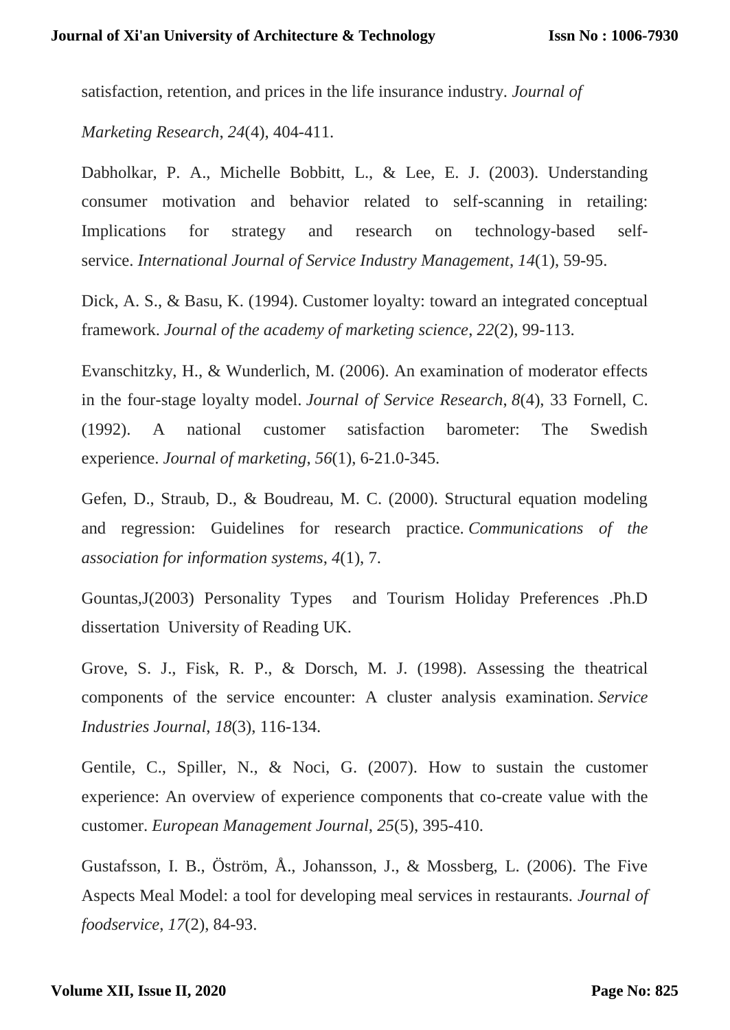satisfaction, retention, and prices in the life insurance industry. *Journal of Marketing Research*, *24*(4), 404-411.

Dabholkar, P. A., Michelle Bobbitt, L., & Lee, E. J. (2003). Understanding consumer motivation and behavior related to self-scanning in retailing: Implications for strategy and research on technology-based self-service. *International Journal of Service Industry Management*, *14*(1), 59-95.

Dick, A. S., & Basu, K. (1994). Customer loyalty: toward an integrated conceptual framework. *Journal of the academy of marketing science*, *22*(2), 99-113.

Evanschitzky, H., & Wunderlich, M. (2006). An examination of moderator effects in the four-stage loyalty model. *Journal of Service Research*, *8*(4), 33 Fornell, C. (1992). A national customer satisfaction barometer: The Swedish experience. *Journal of marketing*, *56*(1), 6-21.0-345.

Gefen, D., Straub, D., & Boudreau, M. C. (2000). Structural equation modeling and regression: Guidelines for research practice. *Communications of the association for information systems*, *4*(1), 7.

Gountas,J(2003) Personality Types and Tourism Holiday Preferences .Ph.D dissertation University of Reading UK.

Grove, S. J., Fisk, R. P., & Dorsch, M. J. (1998). Assessing the theatrical components of the service encounter: A cluster analysis examination. *Service Industries Journal*, *18*(3), 116-134.

Gentile, C., Spiller, N., & Noci, G. (2007). How to sustain the customer experience: An overview of experience components that co-create value with the customer. *European Management Journal*, *25*(5), 395-410.

Gustafsson, I. B., Öström, Å., Johansson, J., & Mossberg, L. (2006). The Five Aspects Meal Model: a tool for developing meal services in restaurants. *Journal of foodservice*, *17*(2), 84-93.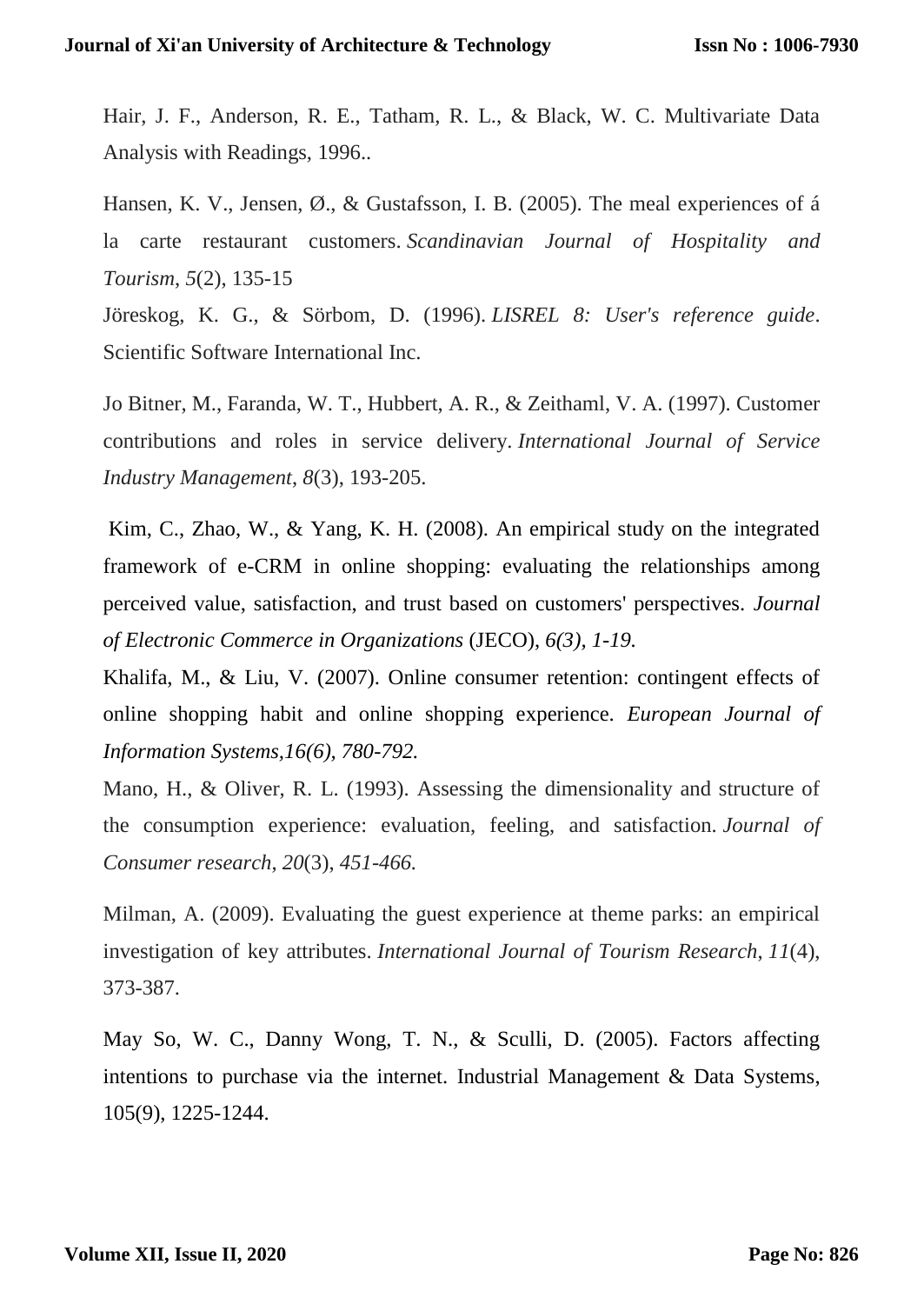Hair, J. F., Anderson, R. E., Tatham, R. L., & Black, W. C. Multivariate Data Analysis with Readings, 1996..

Hansen, K. V., Jensen, Ø., & Gustafsson, I. B. (2005). The meal experiences of á la carte restaurant customers. *Scandinavian Journal of Hospitality and Tourism*, *5*(2), 135-15

Jöreskog, K. G., & Sörbom, D. (1996). *LISREL 8: User's reference guide*. Scientific Software International Inc.

Jo Bitner, M., Faranda, W. T., Hubbert, A. R., & Zeithaml, V. A. (1997). Customer contributions and roles in service delivery. *International Journal of Service Industry Management*, *8*(3), 193-205.

Kim, C., Zhao, W., & Yang, K. H. (2008). An empirical study on the integrated framework of e-CRM in online shopping: evaluating the relationships among perceived value, satisfaction, and trust based on customers' perspectives. *Journal of Electronic Commerce in Organizations* (JECO), *6(3), 1-19.*

Khalifa, M., & Liu, V. (2007). Online consumer retention: contingent effects of online shopping habit and online shopping experience. *European Journal of Information Systems,16(6), 780-792.*

Mano, H., & Oliver, R. L. (1993). Assessing the dimensionality and structure of the consumption experience: evaluation, feeling, and satisfaction. *Journal of Consumer research*, *20*(3), *451-466.*

Milman, A. (2009). Evaluating the guest experience at theme parks: an empirical investigation of key attributes. *International Journal of Tourism Research*, *11*(4), 373-387.

May So, W. C., Danny Wong, T. N., & Sculli, D. (2005). Factors affecting intentions to purchase via the internet. Industrial Management & Data Systems, 105(9), 1225-1244.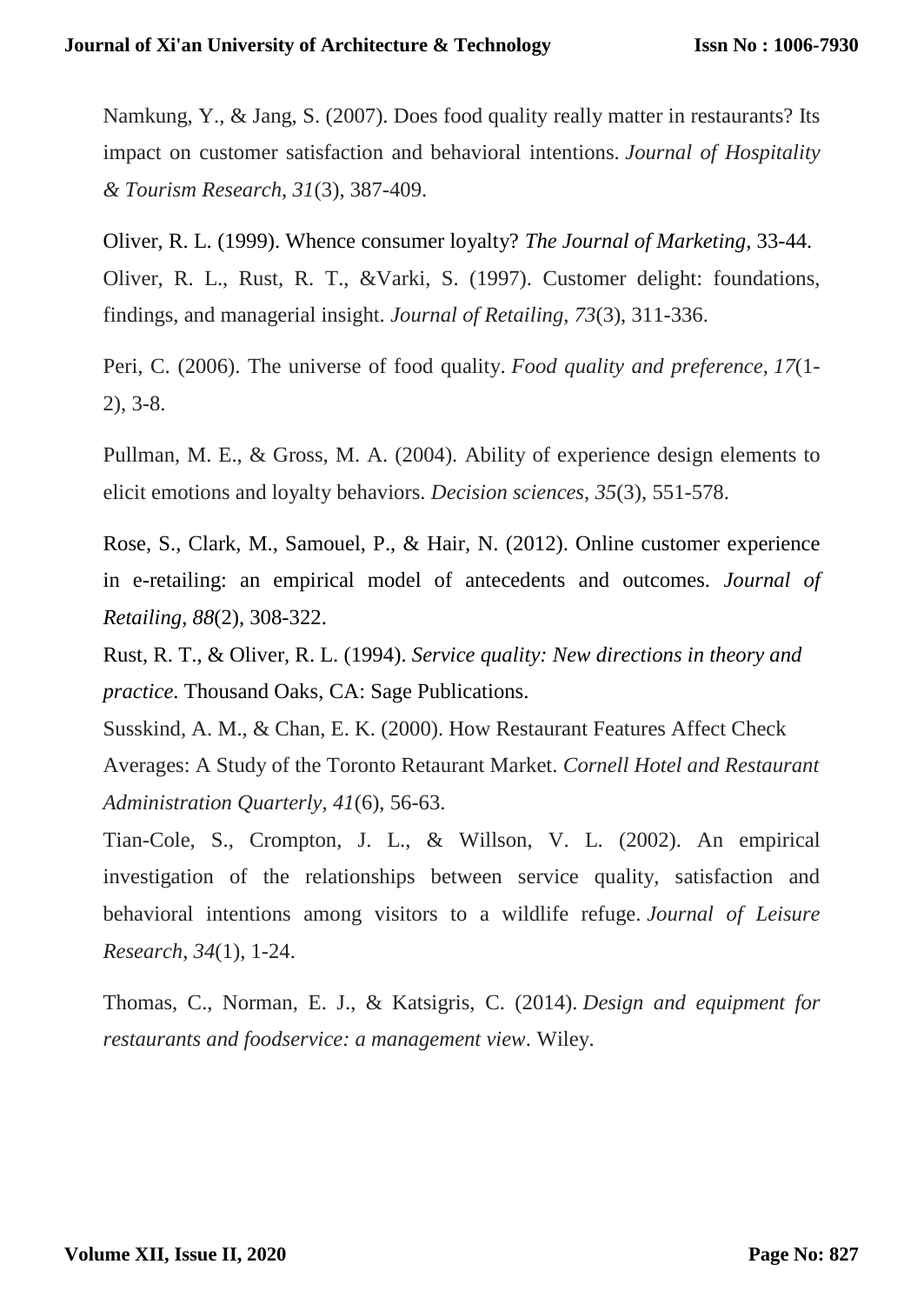Namkung, Y., & Jang, S. (2007). Does food quality really matter in restaurants? Its impact on customer satisfaction and behavioral intentions. *Journal of Hospitality & Tourism Research*, *31*(3), 387-409.

Oliver, R. L. (1999). Whence consumer loyalty? *The Journal of Marketing*, 33-44.

Oliver, R. L., Rust, R. T., &Varki, S. (1997). Customer delight: foundations, findings, and managerial insight. *Journal of Retailing*, *73*(3), 311-336.

Peri, C. (2006). The universe of food quality. *Food quality and preference*, *17*(1-2), 3-8.

Pullman, M. E., & Gross, M. A. (2004). Ability of experience design elements to elicit emotions and loyalty behaviors. *Decision sciences*, *35*(3), 551-578.

Rose, S., Clark, M., Samouel, P., & Hair, N. (2012). Online customer experience in e-retailing: an empirical model of antecedents and outcomes. *Journal of Retailing*, *88*(2), 308-322.

Rust, R. T., & Oliver, R. L. (1994). *Service quality: New directions in theory and practice*. Thousand Oaks, CA: Sage Publications.

Susskind, A. M., & Chan, E. K. (2000). How Restaurant Features Affect Check Averages: A Study of the Toronto Retaurant Market. *Cornell Hotel and Restaurant Administration Quarterly*, *41*(6), 56-63.

Tian-Cole, S., Crompton, J. L., & Willson, V. L. (2002). An empirical investigation of the relationships between service quality, satisfaction and behavioral intentions among visitors to a wildlife refuge. *Journal of Leisure Research*, *34*(1), 1-24.

Thomas, C., Norman, E. J., & Katsigris, C. (2014). *Design and equipment for restaurants and foodservice: a management view*. Wiley.